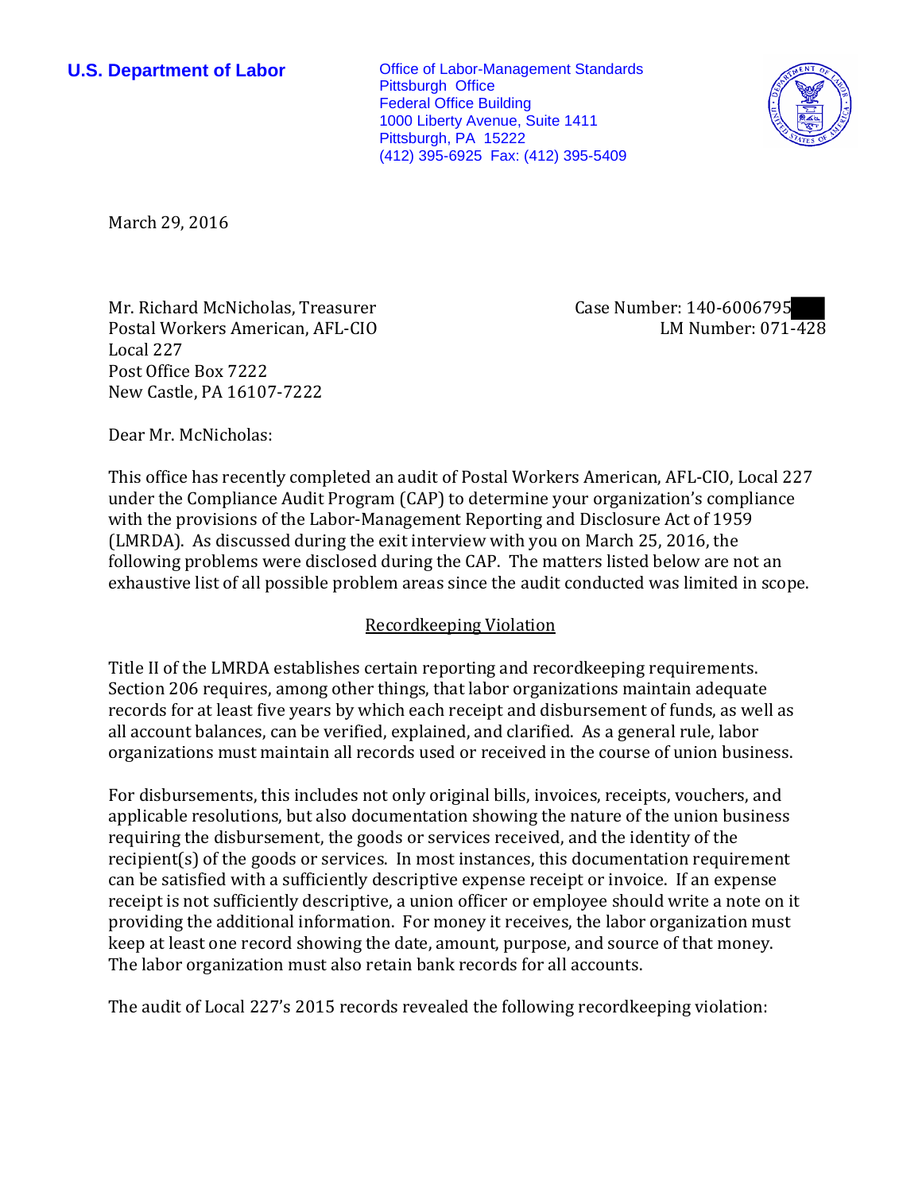**U.S. Department of Labor**

Office of Labor-Management Standards
Pittsburgh Office
Federal Office Building
1000 Liberty Avenue, Suite 1411
Pittsburgh, PA 15222
(412) 395-6925 Fax: (412) 395-5409

March 29, 2016

Mr. Richard McNicholas, Treasurer
Postal Workers American, AFL-CIO
Local 227
Post Office Box 7222
New Castle, PA 16107-7222

Case Number: 140-6006795
LM Number: 071-428

Dear Mr. McNicholas:

This office has recently completed an audit of Postal Workers American, AFL-CIO, Local 227 under the Compliance Audit Program (CAP) to determine your organization's compliance with the provisions of the Labor-Management Reporting and Disclosure Act of 1959 (LMRDA). As discussed during the exit interview with you on March 25, 2016, the following problems were disclosed during the CAP. The matters listed below are not an exhaustive list of all possible problem areas since the audit conducted was limited in scope.

## Recordkeeping Violation

Title II of the LMRDA establishes certain reporting and recordkeeping requirements. Section 206 requires, among other things, that labor organizations maintain adequate records for at least five years by which each receipt and disbursement of funds, as well as all account balances, can be verified, explained, and clarified. As a general rule, labor organizations must maintain all records used or received in the course of union business.

For disbursements, this includes not only original bills, invoices, receipts, vouchers, and applicable resolutions, but also documentation showing the nature of the union business requiring the disbursement, the goods or services received, and the identity of the recipient(s) of the goods or services. In most instances, this documentation requirement can be satisfied with a sufficiently descriptive expense receipt or invoice. If an expense receipt is not sufficiently descriptive, a union officer or employee should write a note on it providing the additional information. For money it receives, the labor organization must keep at least one record showing the date, amount, purpose, and source of that money. The labor organization must also retain bank records for all accounts.

The audit of Local 227's 2015 records revealed the following recordkeeping violation: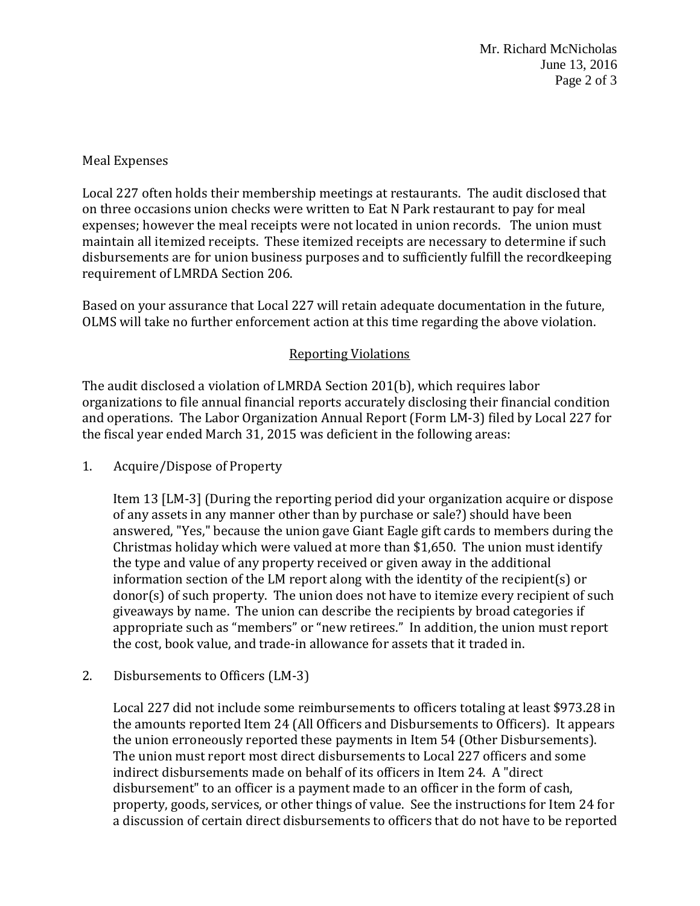Meal Expenses

Local 227 often holds their membership meetings at restaurants. The audit disclosed that on three occasions union checks were written to Eat N Park restaurant to pay for meal expenses; however the meal receipts were not located in union records. The union must maintain all itemized receipts. These itemized receipts are necessary to determine if such disbursements are for union business purposes and to sufficiently fulfill the recordkeeping requirement of LMRDA Section 206.

Based on your assurance that Local 227 will retain adequate documentation in the future, OLMS will take no further enforcement action at this time regarding the above violation.

## Reporting Violations

The audit disclosed a violation of LMRDA Section 201(b), which requires labor organizations to file annual financial reports accurately disclosing their financial condition and operations. The Labor Organization Annual Report (Form LM-3) filed by Local 227 for the fiscal year ended March 31, 2015 was deficient in the following areas:

1. Acquire/Dispose of Property

   Item 13 [LM-3] (During the reporting period did your organization acquire or dispose of any assets in any manner other than by purchase or sale?) should have been answered, "Yes," because the union gave Giant Eagle gift cards to members during the Christmas holiday which were valued at more than $1,650. The union must identify the type and value of any property received or given away in the additional information section of the LM report along with the identity of the recipient(s) or donor(s) of such property. The union does not have to itemize every recipient of such giveaways by name. The union can describe the recipients by broad categories if appropriate such as "members" or "new retirees." In addition, the union must report the cost, book value, and trade-in allowance for assets that it traded in.

2. Disbursements to Officers (LM-3)

   Local 227 did not include some reimbursements to officers totaling at least $973.28 in the amounts reported Item 24 (All Officers and Disbursements to Officers). It appears the union erroneously reported these payments in Item 54 (Other Disbursements). The union must report most direct disbursements to Local 227 officers and some indirect disbursements made on behalf of its officers in Item 24. A "direct disbursement" to an officer is a payment made to an officer in the form of cash, property, goods, services, or other things of value. See the instructions for Item 24 for a discussion of certain direct disbursements to officers that do not have to be reported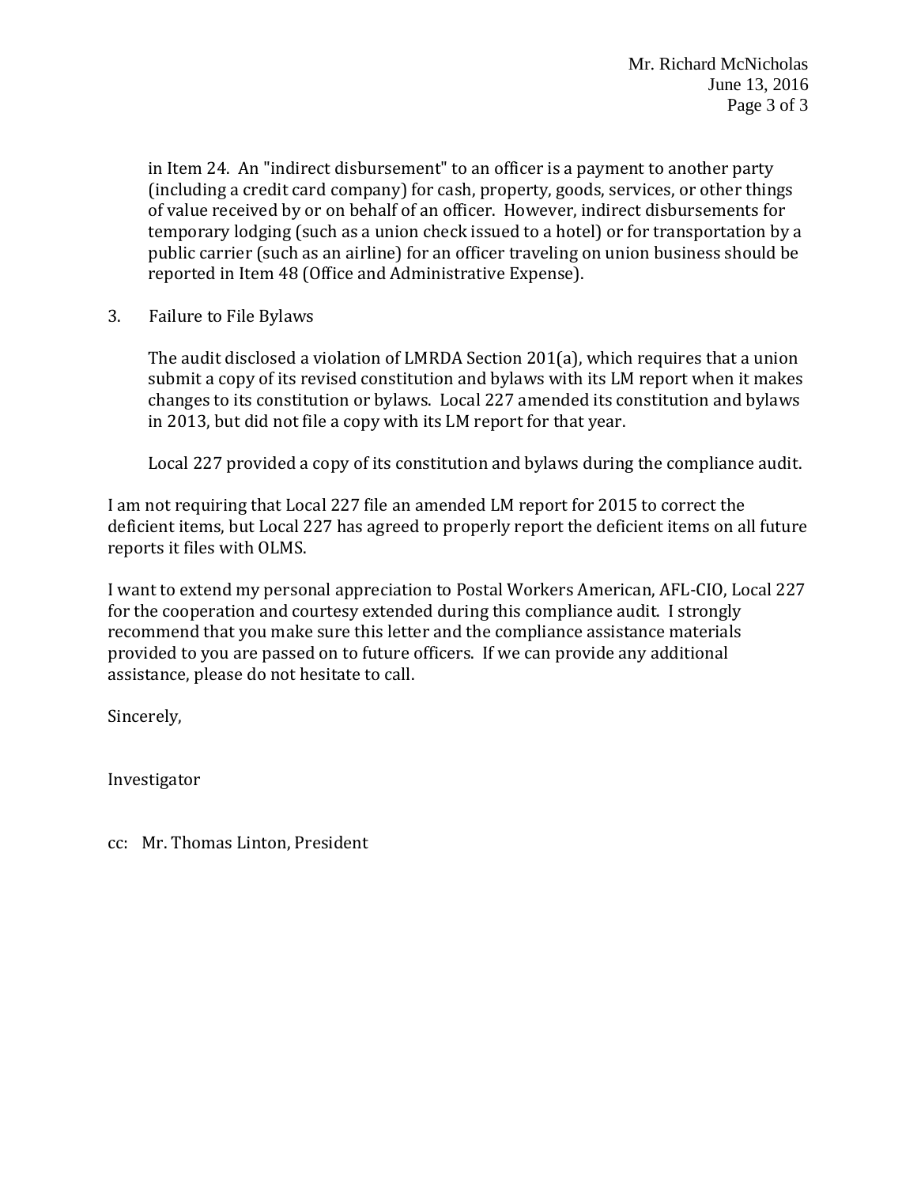in Item 24. An "indirect disbursement" to an officer is a payment to another party (including a credit card company) for cash, property, goods, services, or other things of value received by or on behalf of an officer. However, indirect disbursements for temporary lodging (such as a union check issued to a hotel) or for transportation by a public carrier (such as an airline) for an officer traveling on union business should be reported in Item 48 (Office and Administrative Expense).

3. Failure to File Bylaws

   The audit disclosed a violation of LMRDA Section 201(a), which requires that a union submit a copy of its revised constitution and bylaws with its LM report when it makes changes to its constitution or bylaws. Local 227 amended its constitution and bylaws in 2013, but did not file a copy with its LM report for that year.

   Local 227 provided a copy of its constitution and bylaws during the compliance audit.

I am not requiring that Local 227 file an amended LM report for 2015 to correct the deficient items, but Local 227 has agreed to properly report the deficient items on all future reports it files with OLMS.

I want to extend my personal appreciation to Postal Workers American, AFL-CIO, Local 227 for the cooperation and courtesy extended during this compliance audit. I strongly recommend that you make sure this letter and the compliance assistance materials provided to you are passed on to future officers. If we can provide any additional assistance, please do not hesitate to call.

Sincerely,

Investigator

cc: Mr. Thomas Linton, President